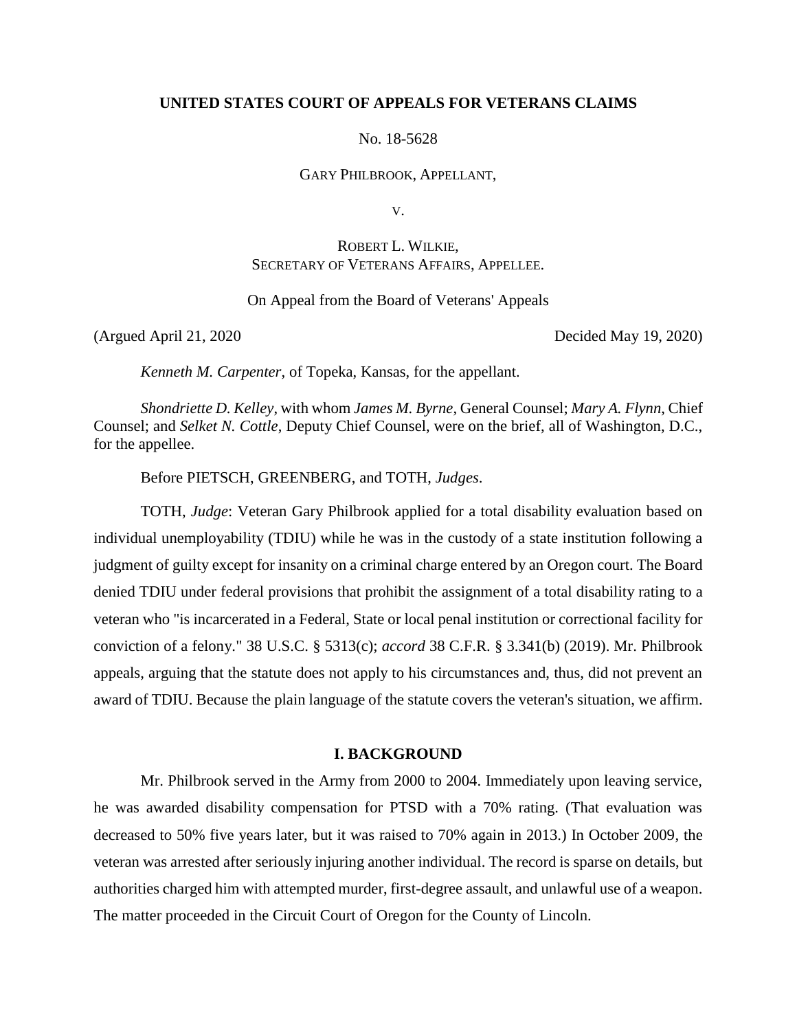**UNITED STATES COURT OF APPEALS FOR VETERANS CLAIMS**

No. 18-5628

GARY PHILBROOK, APPELLANT,

V.

ROBERT L. WILKIE,
SECRETARY OF VETERANS AFFAIRS, APPELLEE.

On Appeal from the Board of Veterans' Appeals

(Argued April 21, 2020) Decided May 19, 2020)

*Kenneth M. Carpenter*, of Topeka, Kansas, for the appellant.

*Shondriette D. Kelley*, with whom *James M. Byrne*, General Counsel; *Mary A. Flynn*, Chief Counsel; and *Selket N. Cottle*, Deputy Chief Counsel, were on the brief, all of Washington, D.C., for the appellee.

Before PIETSCH, GREENBERG, and TOTH, *Judges*.

TOTH, *Judge*: Veteran Gary Philbrook applied for a total disability evaluation based on individual unemployability (TDIU) while he was in the custody of a state institution following a judgment of guilty except for insanity on a criminal charge entered by an Oregon court. The Board denied TDIU under federal provisions that prohibit the assignment of a total disability rating to a veteran who "is incarcerated in a Federal, State or local penal institution or correctional facility for conviction of a felony." 38 U.S.C. § 5313(c); *accord* 38 C.F.R. § 3.341(b) (2019). Mr. Philbrook appeals, arguing that the statute does not apply to his circumstances and, thus, did not prevent an award of TDIU. Because the plain language of the statute covers the veteran's situation, we affirm.

## I. BACKGROUND

Mr. Philbrook served in the Army from 2000 to 2004. Immediately upon leaving service, he was awarded disability compensation for PTSD with a 70% rating. (That evaluation was decreased to 50% five years later, but it was raised to 70% again in 2013.) In October 2009, the veteran was arrested after seriously injuring another individual. The record is sparse on details, but authorities charged him with attempted murder, first-degree assault, and unlawful use of a weapon. The matter proceeded in the Circuit Court of Oregon for the County of Lincoln.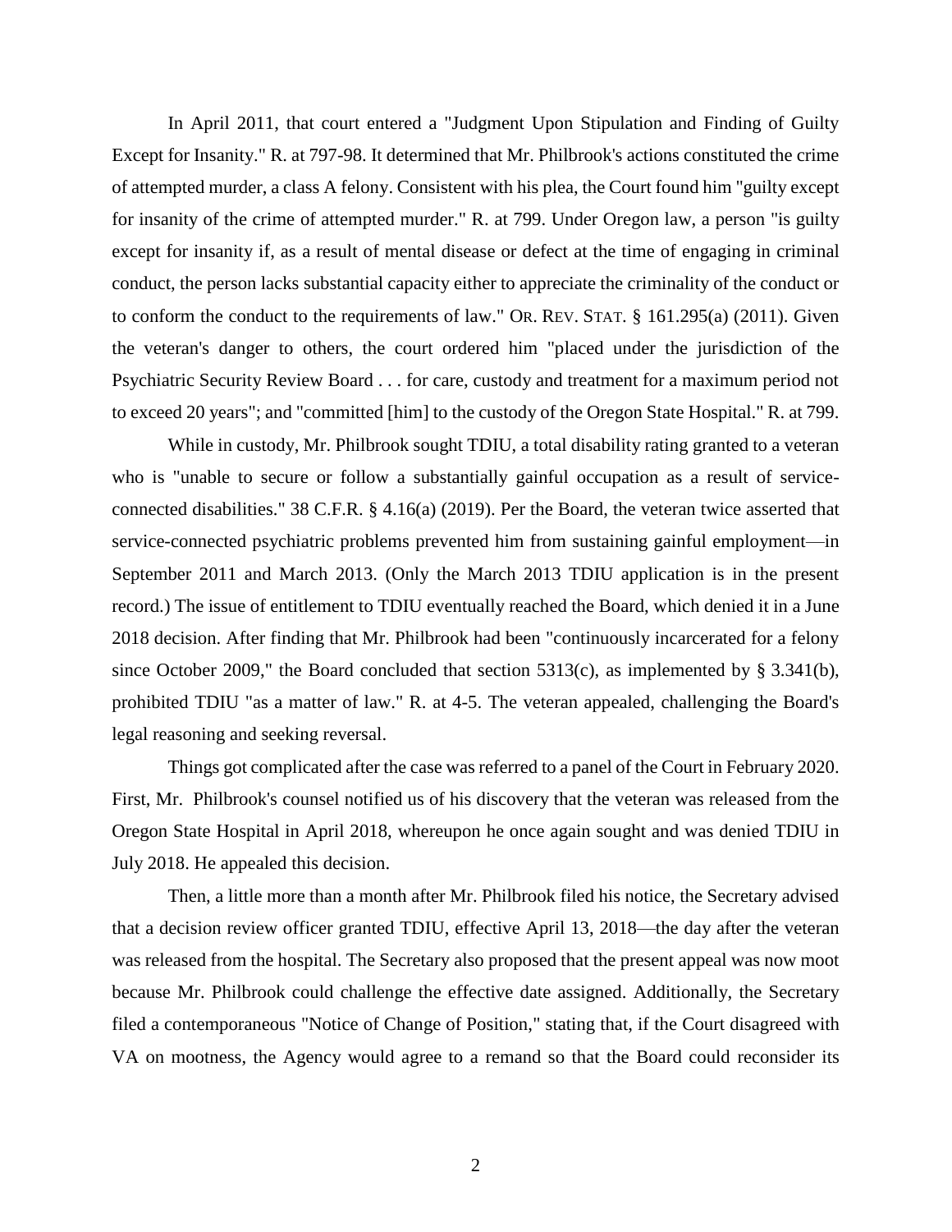In April 2011, that court entered a "Judgment Upon Stipulation and Finding of Guilty Except for Insanity." R. at 797-98. It determined that Mr. Philbrook's actions constituted the crime of attempted murder, a class A felony. Consistent with his plea, the Court found him "guilty except for insanity of the crime of attempted murder." R. at 799. Under Oregon law, a person "is guilty except for insanity if, as a result of mental disease or defect at the time of engaging in criminal conduct, the person lacks substantial capacity either to appreciate the criminality of the conduct or to conform the conduct to the requirements of law." OR. REV. STAT. § 161.295(a) (2011). Given the veteran's danger to others, the court ordered him "placed under the jurisdiction of the Psychiatric Security Review Board . . . for care, custody and treatment for a maximum period not to exceed 20 years"; and "committed [him] to the custody of the Oregon State Hospital." R. at 799.

While in custody, Mr. Philbrook sought TDIU, a total disability rating granted to a veteran who is "unable to secure or follow a substantially gainful occupation as a result of service-connected disabilities." 38 C.F.R. § 4.16(a) (2019). Per the Board, the veteran twice asserted that service-connected psychiatric problems prevented him from sustaining gainful employment—in September 2011 and March 2013. (Only the March 2013 TDIU application is in the present record.) The issue of entitlement to TDIU eventually reached the Board, which denied it in a June 2018 decision. After finding that Mr. Philbrook had been "continuously incarcerated for a felony since October 2009," the Board concluded that section 5313(c), as implemented by § 3.341(b), prohibited TDIU "as a matter of law." R. at 4-5. The veteran appealed, challenging the Board's legal reasoning and seeking reversal.

Things got complicated after the case was referred to a panel of the Court in February 2020. First, Mr. Philbrook's counsel notified us of his discovery that the veteran was released from the Oregon State Hospital in April 2018, whereupon he once again sought and was denied TDIU in July 2018. He appealed this decision.

Then, a little more than a month after Mr. Philbrook filed his notice, the Secretary advised that a decision review officer granted TDIU, effective April 13, 2018—the day after the veteran was released from the hospital. The Secretary also proposed that the present appeal was now moot because Mr. Philbrook could challenge the effective date assigned. Additionally, the Secretary filed a contemporaneous "Notice of Change of Position," stating that, if the Court disagreed with VA on mootness, the Agency would agree to a remand so that the Board could reconsider its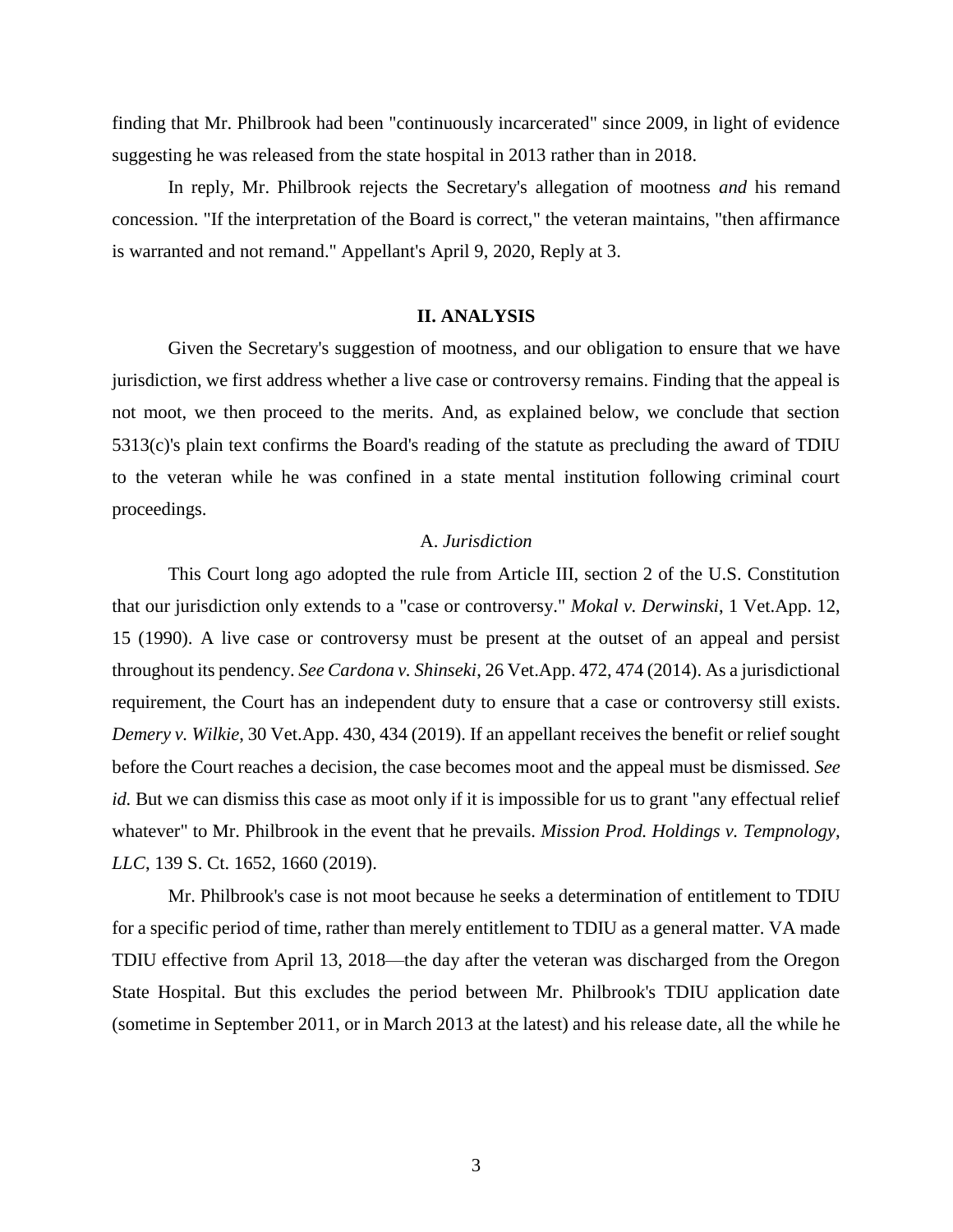finding that Mr. Philbrook had been "continuously incarcerated" since 2009, in light of evidence suggesting he was released from the state hospital in 2013 rather than in 2018.

In reply, Mr. Philbrook rejects the Secretary's allegation of mootness *and* his remand concession. "If the interpretation of the Board is correct," the veteran maintains, "then affirmance is warranted and not remand." Appellant's April 9, 2020, Reply at 3.

## II. ANALYSIS

Given the Secretary's suggestion of mootness, and our obligation to ensure that we have jurisdiction, we first address whether a live case or controversy remains. Finding that the appeal is not moot, we then proceed to the merits. And, as explained below, we conclude that section 5313(c)'s plain text confirms the Board's reading of the statute as precluding the award of TDIU to the veteran while he was confined in a state mental institution following criminal court proceedings.

### A. *Jurisdiction*

This Court long ago adopted the rule from Article III, section 2 of the U.S. Constitution that our jurisdiction only extends to a "case or controversy." *Mokal v. Derwinski*, 1 Vet.App. 12, 15 (1990). A live case or controversy must be present at the outset of an appeal and persist throughout its pendency. *See Cardona v. Shinseki*, 26 Vet.App. 472, 474 (2014). As a jurisdictional requirement, the Court has an independent duty to ensure that a case or controversy still exists. *Demery v. Wilkie*, 30 Vet.App. 430, 434 (2019). If an appellant receives the benefit or relief sought before the Court reaches a decision, the case becomes moot and the appeal must be dismissed. *See id.* But we can dismiss this case as moot only if it is impossible for us to grant "any effectual relief whatever" to Mr. Philbrook in the event that he prevails. *Mission Prod. Holdings v. Tempnology, LLC*, 139 S. Ct. 1652, 1660 (2019).

Mr. Philbrook's case is not moot because he seeks a determination of entitlement to TDIU for a specific period of time, rather than merely entitlement to TDIU as a general matter. VA made TDIU effective from April 13, 2018—the day after the veteran was discharged from the Oregon State Hospital. But this excludes the period between Mr. Philbrook's TDIU application date (sometime in September 2011, or in March 2013 at the latest) and his release date, all the while he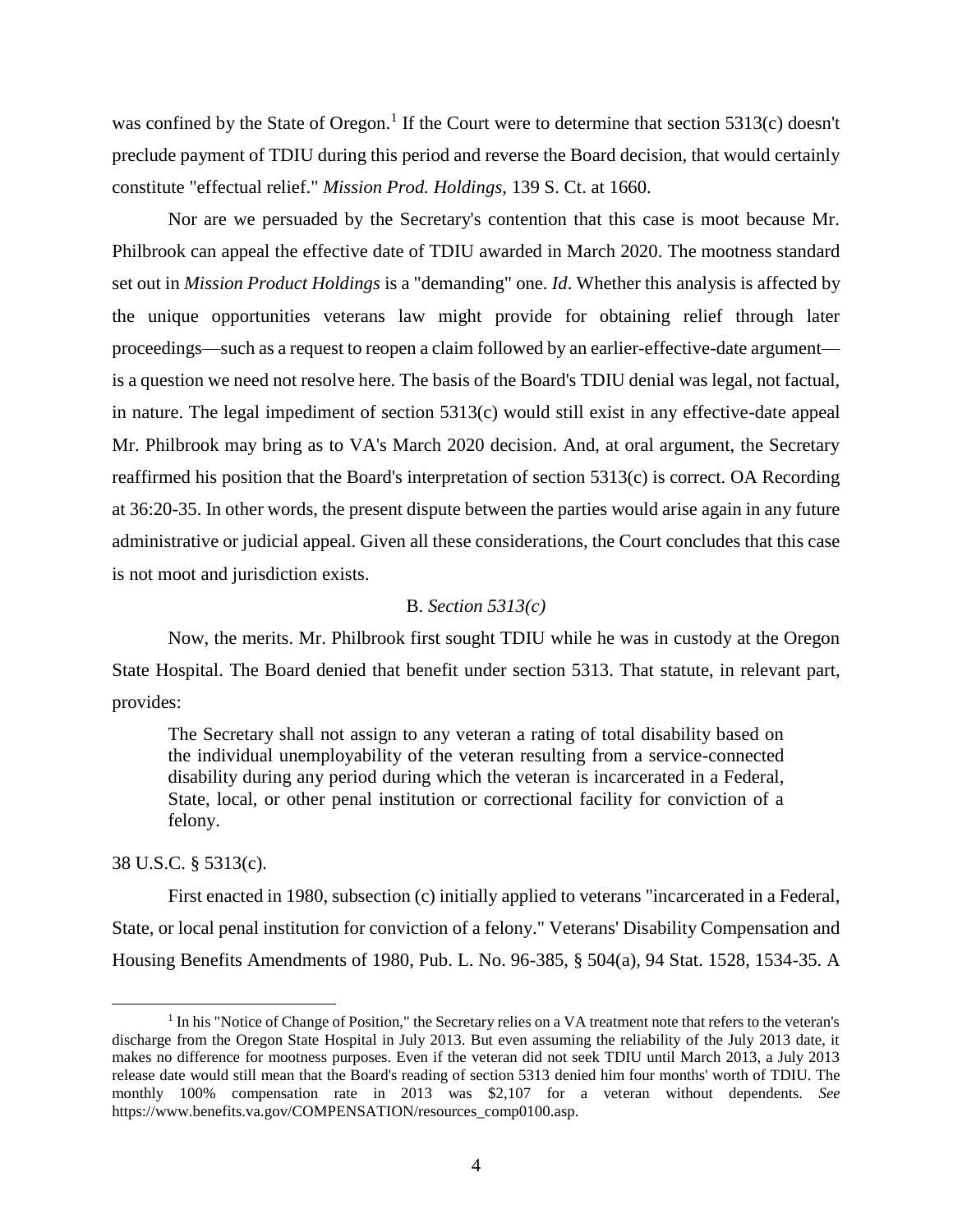was confined by the State of Oregon.[1] If the Court were to determine that section 5313(c) doesn't preclude payment of TDIU during this period and reverse the Board decision, that would certainly constitute "effectual relief." *Mission Prod. Holdings*, 139 S. Ct. at 1660.

Nor are we persuaded by the Secretary's contention that this case is moot because Mr. Philbrook can appeal the effective date of TDIU awarded in March 2020. The mootness standard set out in *Mission Product Holdings* is a "demanding" one. *Id*. Whether this analysis is affected by the unique opportunities veterans law might provide for obtaining relief through later proceedings—such as a request to reopen a claim followed by an earlier-effective-date argument—is a question we need not resolve here. The basis of the Board's TDIU denial was legal, not factual, in nature. The legal impediment of section 5313(c) would still exist in any effective-date appeal Mr. Philbrook may bring as to VA's March 2020 decision. And, at oral argument, the Secretary reaffirmed his position that the Board's interpretation of section 5313(c) is correct. OA Recording at 36:20-35. In other words, the present dispute between the parties would arise again in any future administrative or judicial appeal. Given all these considerations, the Court concludes that this case is not moot and jurisdiction exists.

### B. *Section 5313(c)*

Now, the merits. Mr. Philbrook first sought TDIU while he was in custody at the Oregon State Hospital. The Board denied that benefit under section 5313. That statute, in relevant part, provides:

> The Secretary shall not assign to any veteran a rating of total disability based on the individual unemployability of the veteran resulting from a service-connected disability during any period during which the veteran is incarcerated in a Federal, State, local, or other penal institution or correctional facility for conviction of a felony.

38 U.S.C. § 5313(c).

First enacted in 1980, subsection (c) initially applied to veterans "incarcerated in a Federal, State, or local penal institution for conviction of a felony." Veterans' Disability Compensation and Housing Benefits Amendments of 1980, Pub. L. No. 96-385, § 504(a), 94 Stat. 1528, 1534-35. A

---

[1] In his "Notice of Change of Position," the Secretary relies on a VA treatment note that refers to the veteran's discharge from the Oregon State Hospital in July 2013. But even assuming the reliability of the July 2013 date, it makes no difference for mootness purposes. Even if the veteran did not seek TDIU until March 2013, a July 2013 release date would still mean that the Board's reading of section 5313 denied him four months' worth of TDIU. The monthly 100% compensation rate in 2013 was $2,107 for a veteran without dependents. *See* https://www.benefits.va.gov/COMPENSATION/resources_comp0100.asp.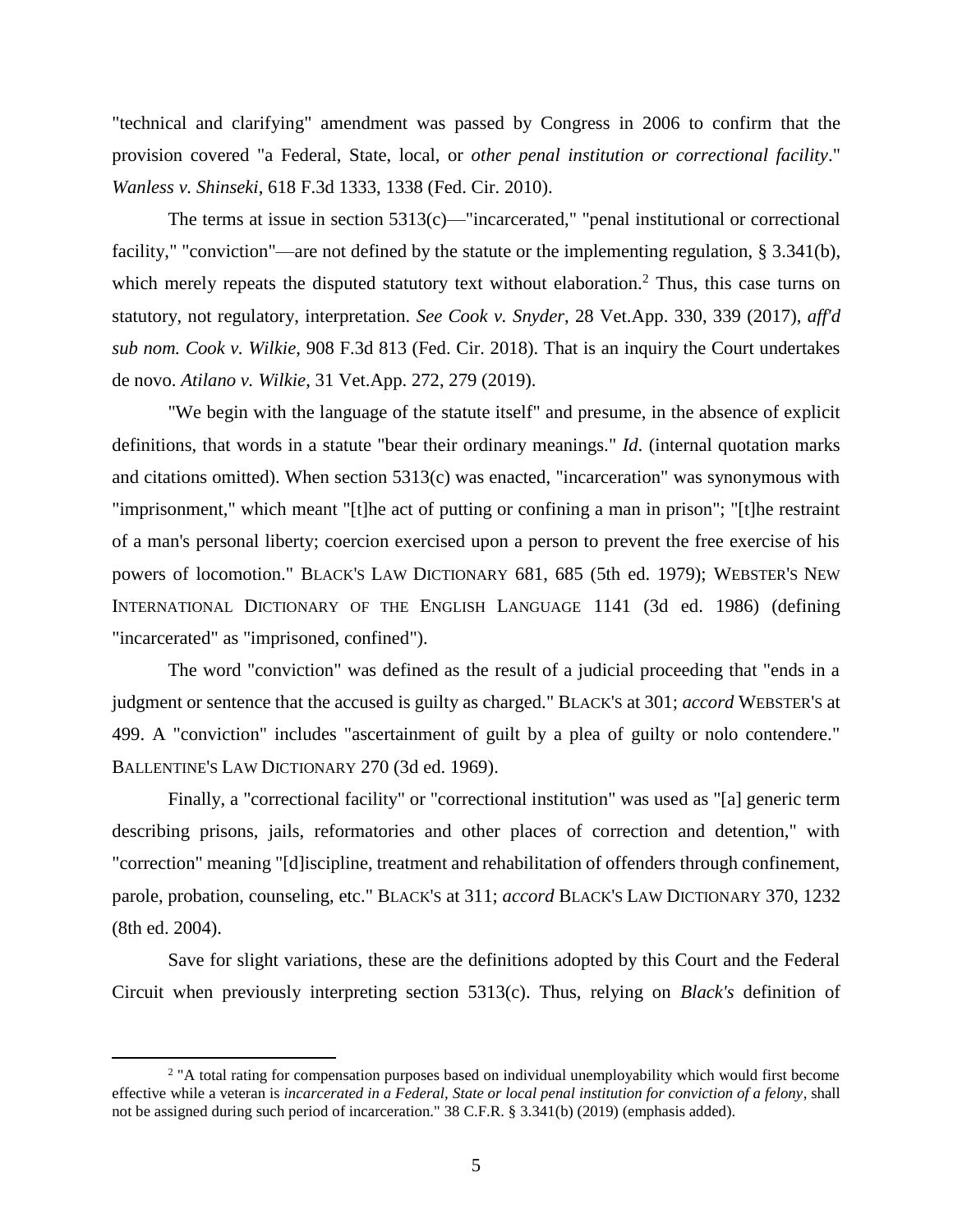"technical and clarifying" amendment was passed by Congress in 2006 to confirm that the provision covered "a Federal, State, local, or *other penal institution or correctional facility*." *Wanless v. Shinseki*, 618 F.3d 1333, 1338 (Fed. Cir. 2010).

The terms at issue in section 5313(c)—"incarcerated," "penal institutional or correctional facility," "conviction"—are not defined by the statute or the implementing regulation, § 3.341(b), which merely repeats the disputed statutory text without elaboration.[2] Thus, this case turns on statutory, not regulatory, interpretation. *See Cook v. Snyder*, 28 Vet.App. 330, 339 (2017), *aff'd sub nom. Cook v. Wilkie*, 908 F.3d 813 (Fed. Cir. 2018). That is an inquiry the Court undertakes de novo. *Atilano v. Wilkie*, 31 Vet.App. 272, 279 (2019).

"We begin with the language of the statute itself" and presume, in the absence of explicit definitions, that words in a statute "bear their ordinary meanings." *Id*. (internal quotation marks and citations omitted). When section 5313(c) was enacted, "incarceration" was synonymous with "imprisonment," which meant "[t]he act of putting or confining a man in prison"; "[t]he restraint of a man's personal liberty; coercion exercised upon a person to prevent the free exercise of his powers of locomotion." BLACK'S LAW DICTIONARY 681, 685 (5th ed. 1979); WEBSTER'S NEW INTERNATIONAL DICTIONARY OF THE ENGLISH LANGUAGE 1141 (3d ed. 1986) (defining "incarcerated" as "imprisoned, confined").

The word "conviction" was defined as the result of a judicial proceeding that "ends in a judgment or sentence that the accused is guilty as charged." BLACK'S at 301; *accord* WEBSTER'S at 499. A "conviction" includes "ascertainment of guilt by a plea of guilty or nolo contendere." BALLENTINE'S LAW DICTIONARY 270 (3d ed. 1969).

Finally, a "correctional facility" or "correctional institution" was used as "[a] generic term describing prisons, jails, reformatories and other places of correction and detention," with "correction" meaning "[d]iscipline, treatment and rehabilitation of offenders through confinement, parole, probation, counseling, etc." BLACK'S at 311; *accord* BLACK'S LAW DICTIONARY 370, 1232 (8th ed. 2004).

Save for slight variations, these are the definitions adopted by this Court and the Federal Circuit when previously interpreting section 5313(c). Thus, relying on *Black's* definition of

---

[2] "A total rating for compensation purposes based on individual unemployability which would first become effective while a veteran is *incarcerated in a Federal, State or local penal institution for conviction of a felony*, shall not be assigned during such period of incarceration." 38 C.F.R. § 3.341(b) (2019) (emphasis added).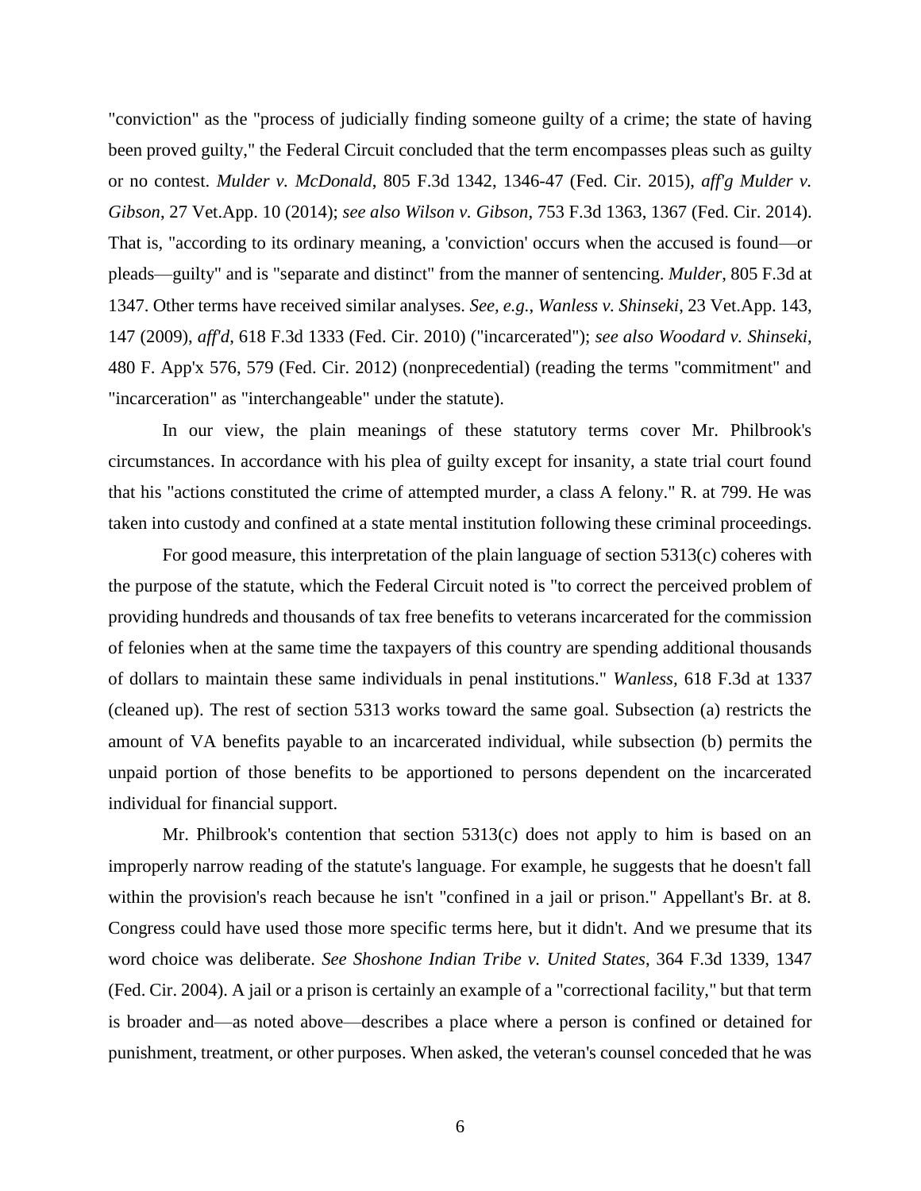"conviction" as the "process of judicially finding someone guilty of a crime; the state of having been proved guilty," the Federal Circuit concluded that the term encompasses pleas such as guilty or no contest. *Mulder v. McDonald*, 805 F.3d 1342, 1346-47 (Fed. Cir. 2015), *aff'g Mulder v. Gibson*, 27 Vet.App. 10 (2014); *see also Wilson v. Gibson*, 753 F.3d 1363, 1367 (Fed. Cir. 2014). That is, "according to its ordinary meaning, a 'conviction' occurs when the accused is found—or pleads—guilty" and is "separate and distinct" from the manner of sentencing. *Mulder*, 805 F.3d at 1347. Other terms have received similar analyses. *See, e.g.*, *Wanless v. Shinseki*, 23 Vet.App. 143, 147 (2009), *aff'd*, 618 F.3d 1333 (Fed. Cir. 2010) ("incarcerated"); *see also Woodard v. Shinseki*, 480 F. App'x 576, 579 (Fed. Cir. 2012) (nonprecedential) (reading the terms "commitment" and "incarceration" as "interchangeable" under the statute).

In our view, the plain meanings of these statutory terms cover Mr. Philbrook's circumstances. In accordance with his plea of guilty except for insanity, a state trial court found that his "actions constituted the crime of attempted murder, a class A felony." R. at 799. He was taken into custody and confined at a state mental institution following these criminal proceedings.

For good measure, this interpretation of the plain language of section 5313(c) coheres with the purpose of the statute, which the Federal Circuit noted is "to correct the perceived problem of providing hundreds and thousands of tax free benefits to veterans incarcerated for the commission of felonies when at the same time the taxpayers of this country are spending additional thousands of dollars to maintain these same individuals in penal institutions." *Wanless*, 618 F.3d at 1337 (cleaned up). The rest of section 5313 works toward the same goal. Subsection (a) restricts the amount of VA benefits payable to an incarcerated individual, while subsection (b) permits the unpaid portion of those benefits to be apportioned to persons dependent on the incarcerated individual for financial support.

Mr. Philbrook's contention that section 5313(c) does not apply to him is based on an improperly narrow reading of the statute's language. For example, he suggests that he doesn't fall within the provision's reach because he isn't "confined in a jail or prison." Appellant's Br. at 8. Congress could have used those more specific terms here, but it didn't. And we presume that its word choice was deliberate. *See Shoshone Indian Tribe v. United States*, 364 F.3d 1339, 1347 (Fed. Cir. 2004). A jail or a prison is certainly an example of a "correctional facility," but that term is broader and—as noted above—describes a place where a person is confined or detained for punishment, treatment, or other purposes. When asked, the veteran's counsel conceded that he was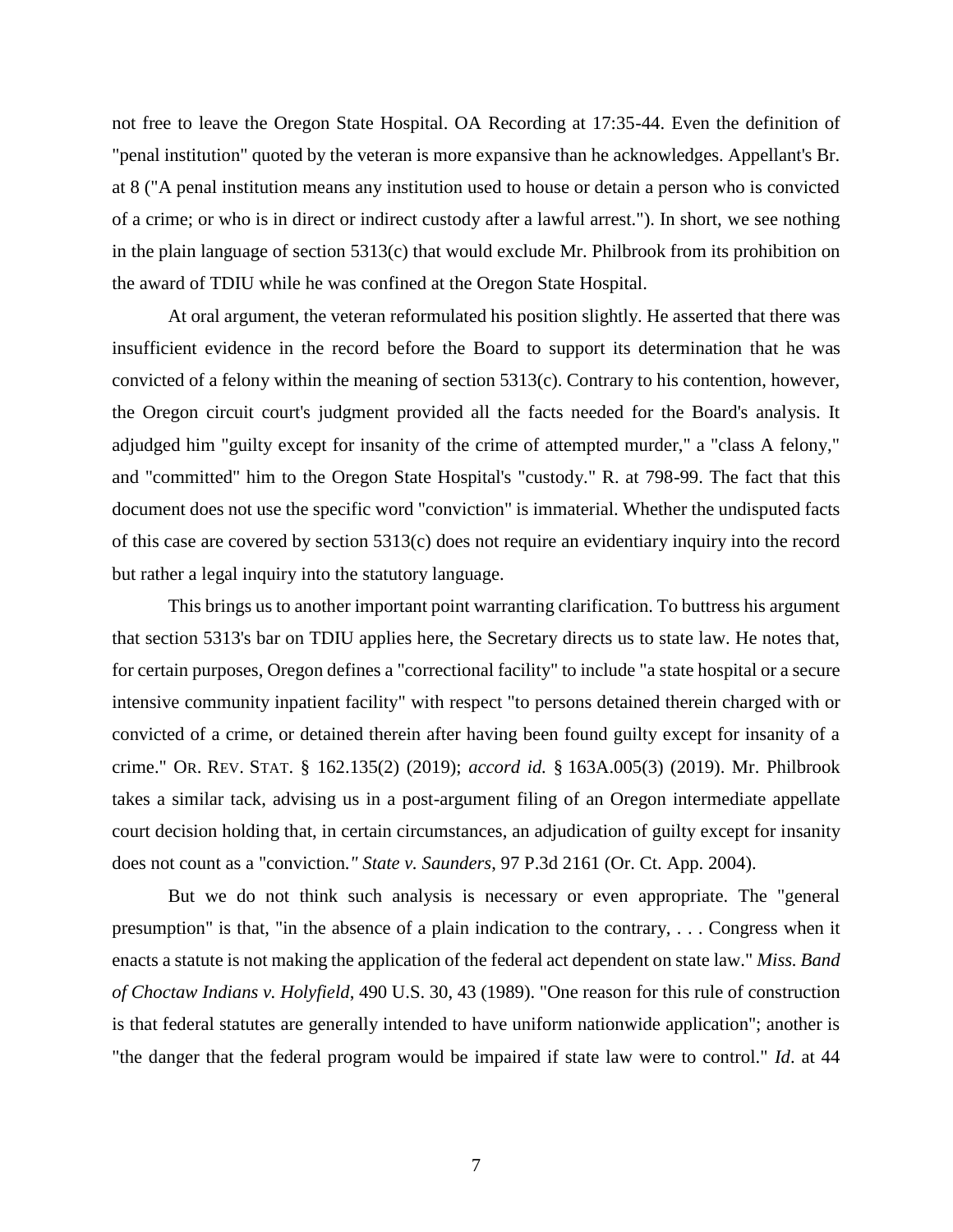not free to leave the Oregon State Hospital. OA Recording at 17:35-44. Even the definition of "penal institution" quoted by the veteran is more expansive than he acknowledges. Appellant's Br. at 8 ("A penal institution means any institution used to house or detain a person who is convicted of a crime; or who is in direct or indirect custody after a lawful arrest."). In short, we see nothing in the plain language of section 5313(c) that would exclude Mr. Philbrook from its prohibition on the award of TDIU while he was confined at the Oregon State Hospital.

At oral argument, the veteran reformulated his position slightly. He asserted that there was insufficient evidence in the record before the Board to support its determination that he was convicted of a felony within the meaning of section 5313(c). Contrary to his contention, however, the Oregon circuit court's judgment provided all the facts needed for the Board's analysis. It adjudged him "guilty except for insanity of the crime of attempted murder," a "class A felony," and "committed" him to the Oregon State Hospital's "custody." R. at 798-99. The fact that this document does not use the specific word "conviction" is immaterial. Whether the undisputed facts of this case are covered by section 5313(c) does not require an evidentiary inquiry into the record but rather a legal inquiry into the statutory language.

This brings us to another important point warranting clarification. To buttress his argument that section 5313's bar on TDIU applies here, the Secretary directs us to state law. He notes that, for certain purposes, Oregon defines a "correctional facility" to include "a state hospital or a secure intensive community inpatient facility" with respect "to persons detained therein charged with or convicted of a crime, or detained therein after having been found guilty except for insanity of a crime." OR. REV. STAT. § 162.135(2) (2019); *accord id.* § 163A.005(3) (2019). Mr. Philbrook takes a similar tack, advising us in a post-argument filing of an Oregon intermediate appellate court decision holding that, in certain circumstances, an adjudication of guilty except for insanity does not count as a "conviction*." State v. Saunders*, 97 P.3d 2161 (Or. Ct. App. 2004).

But we do not think such analysis is necessary or even appropriate. The "general presumption" is that, "in the absence of a plain indication to the contrary, . . . Congress when it enacts a statute is not making the application of the federal act dependent on state law." *Miss. Band of Choctaw Indians v. Holyfield*, 490 U.S. 30, 43 (1989). "One reason for this rule of construction is that federal statutes are generally intended to have uniform nationwide application"; another is "the danger that the federal program would be impaired if state law were to control." *Id*. at 44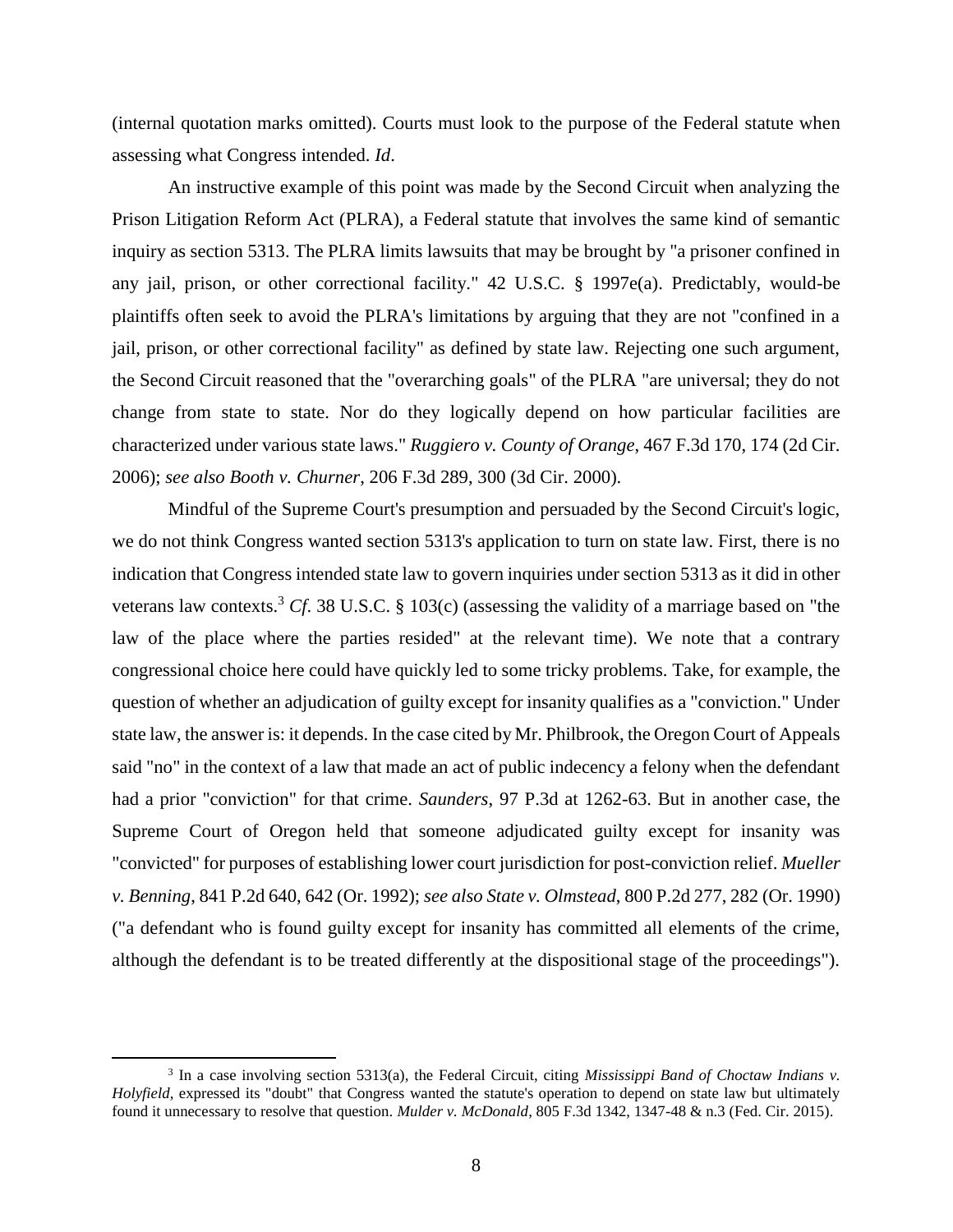(internal quotation marks omitted). Courts must look to the purpose of the Federal statute when assessing what Congress intended. *Id*.

An instructive example of this point was made by the Second Circuit when analyzing the Prison Litigation Reform Act (PLRA), a Federal statute that involves the same kind of semantic inquiry as section 5313. The PLRA limits lawsuits that may be brought by "a prisoner confined in any jail, prison, or other correctional facility." 42 U.S.C. § 1997e(a). Predictably, would-be plaintiffs often seek to avoid the PLRA's limitations by arguing that they are not "confined in a jail, prison, or other correctional facility" as defined by state law. Rejecting one such argument, the Second Circuit reasoned that the "overarching goals" of the PLRA "are universal; they do not change from state to state. Nor do they logically depend on how particular facilities are characterized under various state laws." *Ruggiero v. County of Orange*, 467 F.3d 170, 174 (2d Cir. 2006); *see also Booth v. Churner*, 206 F.3d 289, 300 (3d Cir. 2000).

Mindful of the Supreme Court's presumption and persuaded by the Second Circuit's logic, we do not think Congress wanted section 5313's application to turn on state law. First, there is no indication that Congress intended state law to govern inquiries under section 5313 as it did in other veterans law contexts.[3] *Cf*. 38 U.S.C. § 103(c) (assessing the validity of a marriage based on "the law of the place where the parties resided" at the relevant time). We note that a contrary congressional choice here could have quickly led to some tricky problems. Take, for example, the question of whether an adjudication of guilty except for insanity qualifies as a "conviction." Under state law, the answer is: it depends. In the case cited by Mr. Philbrook, the Oregon Court of Appeals said "no" in the context of a law that made an act of public indecency a felony when the defendant had a prior "conviction" for that crime. *Saunders*, 97 P.3d at 1262-63. But in another case, the Supreme Court of Oregon held that someone adjudicated guilty except for insanity was "convicted" for purposes of establishing lower court jurisdiction for post-conviction relief. *Mueller v. Benning*, 841 P.2d 640, 642 (Or. 1992); *see also State v. Olmstead*, 800 P.2d 277, 282 (Or. 1990) ("a defendant who is found guilty except for insanity has committed all elements of the crime, although the defendant is to be treated differently at the dispositional stage of the proceedings").

[3] In a case involving section 5313(a), the Federal Circuit, citing *Mississippi Band of Choctaw Indians v. Holyfield*, expressed its "doubt" that Congress wanted the statute's operation to depend on state law but ultimately found it unnecessary to resolve that question. *Mulder v. McDonald*, 805 F.3d 1342, 1347-48 & n.3 (Fed. Cir. 2015).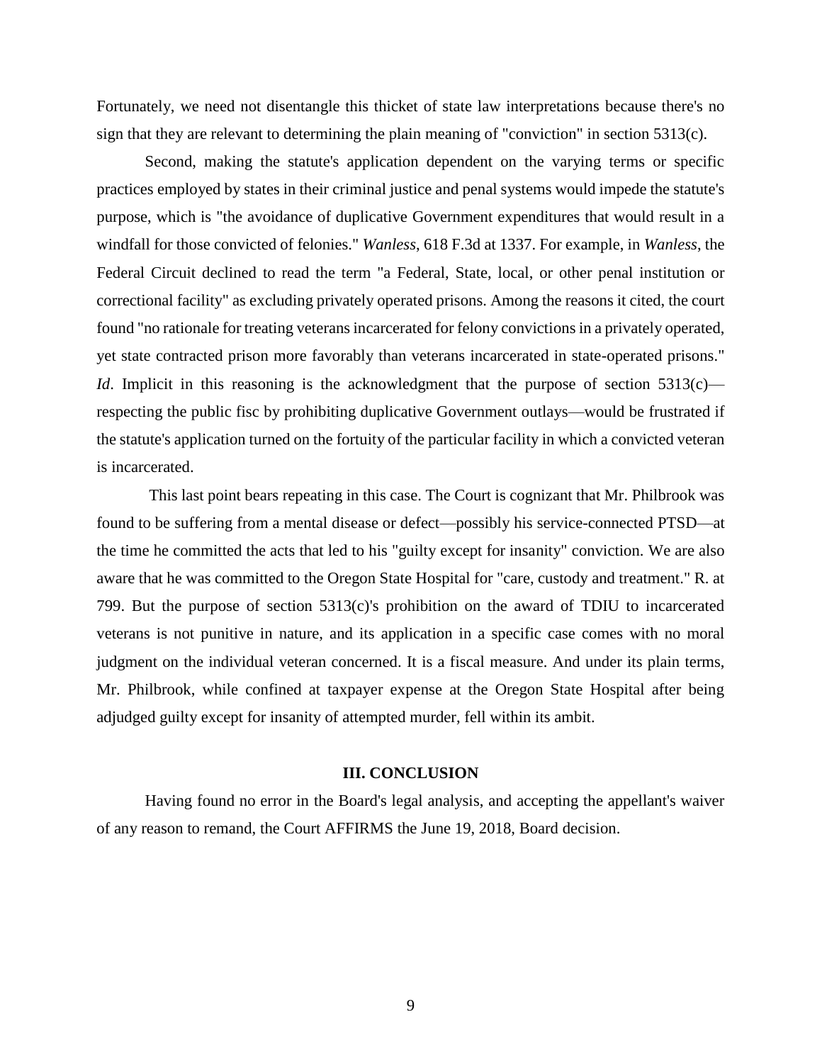Fortunately, we need not disentangle this thicket of state law interpretations because there's no sign that they are relevant to determining the plain meaning of "conviction" in section 5313(c).

Second, making the statute's application dependent on the varying terms or specific practices employed by states in their criminal justice and penal systems would impede the statute's purpose, which is "the avoidance of duplicative Government expenditures that would result in a windfall for those convicted of felonies." *Wanless*, 618 F.3d at 1337. For example, in *Wanless*, the Federal Circuit declined to read the term "a Federal, State, local, or other penal institution or correctional facility" as excluding privately operated prisons. Among the reasons it cited, the court found "no rationale for treating veterans incarcerated for felony convictions in a privately operated, yet state contracted prison more favorably than veterans incarcerated in state-operated prisons." *Id*. Implicit in this reasoning is the acknowledgment that the purpose of section 5313(c)—respecting the public fisc by prohibiting duplicative Government outlays—would be frustrated if the statute's application turned on the fortuity of the particular facility in which a convicted veteran is incarcerated.

This last point bears repeating in this case. The Court is cognizant that Mr. Philbrook was found to be suffering from a mental disease or defect—possibly his service-connected PTSD—at the time he committed the acts that led to his "guilty except for insanity" conviction. We are also aware that he was committed to the Oregon State Hospital for "care, custody and treatment." R. at 799. But the purpose of section 5313(c)'s prohibition on the award of TDIU to incarcerated veterans is not punitive in nature, and its application in a specific case comes with no moral judgment on the individual veteran concerned. It is a fiscal measure. And under its plain terms, Mr. Philbrook, while confined at taxpayer expense at the Oregon State Hospital after being adjudged guilty except for insanity of attempted murder, fell within its ambit.

## III. CONCLUSION

Having found no error in the Board's legal analysis, and accepting the appellant's waiver of any reason to remand, the Court AFFIRMS the June 19, 2018, Board decision.